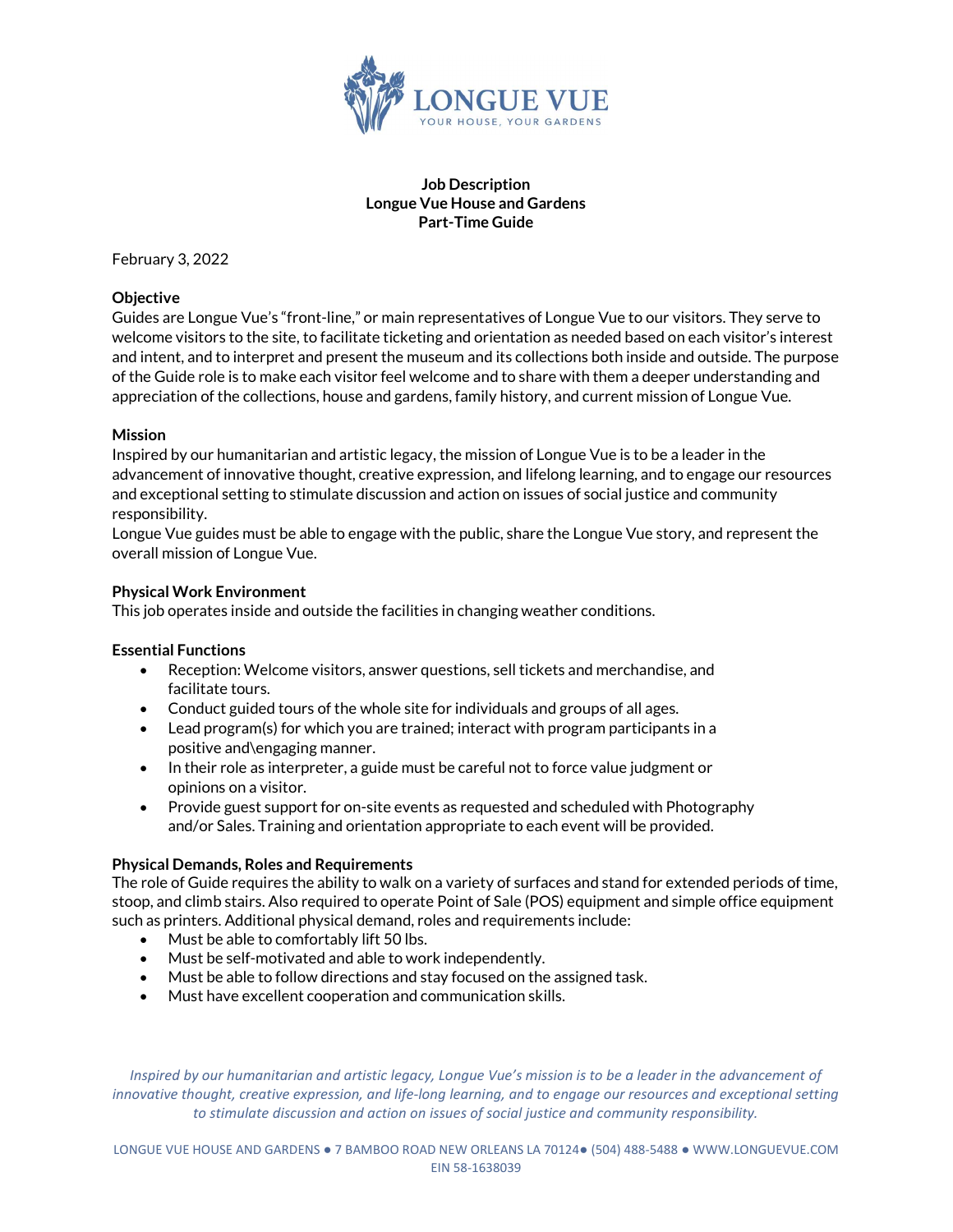LONGUE VUE

YOUR HOUSE, YOUR GARDENS

**Job Description**
**Longue Vue House and Gardens**
**Part-Time Guide**

February 3, 2022

**Objective**

Guides are Longue Vue's "front-line," or main representatives of Longue Vue to our visitors. They serve to welcome visitors to the site, to facilitate ticketing and orientation as needed based on each visitor's interest and intent, and to interpret and present the museum and its collections both inside and outside. The purpose of the Guide role is to make each visitor feel welcome and to share with them a deeper understanding and appreciation of the collections, house and gardens, family history, and current mission of Longue Vue.

**Mission**

Inspired by our humanitarian and artistic legacy, the mission of Longue Vue is to be a leader in the advancement of innovative thought, creative expression, and lifelong learning, and to engage our resources and exceptional setting to stimulate discussion and action on issues of social justice and community responsibility.

Longue Vue guides must be able to engage with the public, share the Longue Vue story, and represent the overall mission of Longue Vue.

**Physical Work Environment**

This job operates inside and outside the facilities in changing weather conditions.

**Essential Functions**

- Reception: Welcome visitors, answer questions, sell tickets and merchandise, and facilitate tours.
- Conduct guided tours of the whole site for individuals and groups of all ages.
- Lead program(s) for which you are trained; interact with program participants in a positive and\engaging manner.
- In their role as interpreter, a guide must be careful not to force value judgment or opinions on a visitor.
- Provide guest support for on-site events as requested and scheduled with Photography and/or Sales. Training and orientation appropriate to each event will be provided.

**Physical Demands, Roles and Requirements**

The role of Guide requires the ability to walk on a variety of surfaces and stand for extended periods of time, stoop, and climb stairs. Also required to operate Point of Sale (POS) equipment and simple office equipment such as printers. Additional physical demand, roles and requirements include:

- Must be able to comfortably lift 50 lbs.
- Must be self-motivated and able to work independently.
- Must be able to follow directions and stay focused on the assigned task.
- Must have excellent cooperation and communication skills.

*Inspired by our humanitarian and artistic legacy, Longue Vue's mission is to be a leader in the advancement of innovative thought, creative expression, and life-long learning, and to engage our resources and exceptional setting to stimulate discussion and action on issues of social justice and community responsibility.*

LONGUE VUE HOUSE AND GARDENS ● 7 BAMBOO ROAD NEW ORLEANS LA 70124● (504) 488-5488 ● WWW.LONGUEVUE.COM
EIN 58-1638039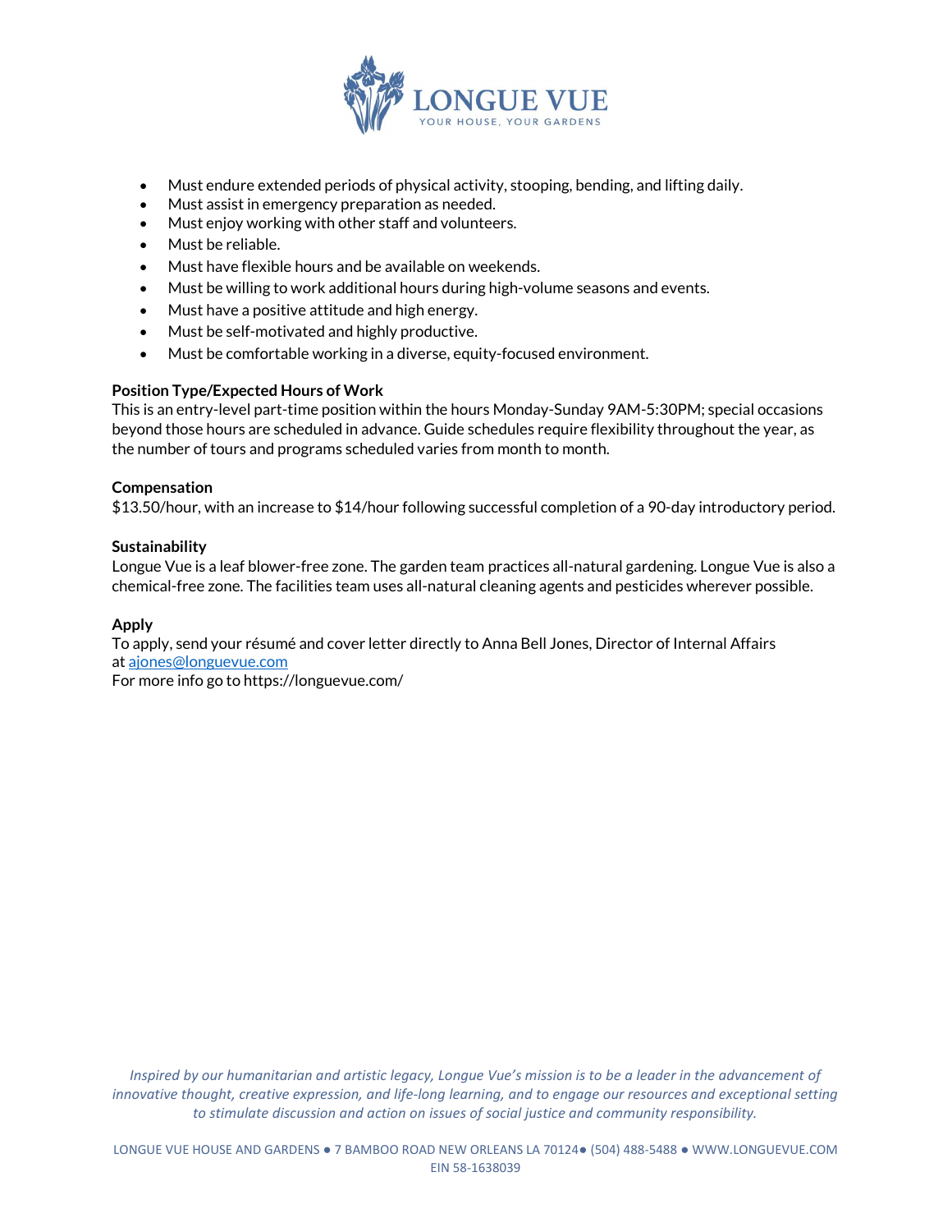- Must endure extended periods of physical activity, stooping, bending, and lifting daily.
- Must assist in emergency preparation as needed.
- Must enjoy working with other staff and volunteers.
- Must be reliable.
- Must have flexible hours and be available on weekends.
- Must be willing to work additional hours during high-volume seasons and events.
- Must have a positive attitude and high energy.
- Must be self-motivated and highly productive.
- Must be comfortable working in a diverse, equity-focused environment.

**Position Type/Expected Hours of Work**

This is an entry-level part-time position within the hours Monday-Sunday 9AM-5:30PM; special occasions beyond those hours are scheduled in advance. Guide schedules require flexibility throughout the year, as the number of tours and programs scheduled varies from month to month.

**Compensation**

$13.50/hour, with an increase to $14/hour following successful completion of a 90-day introductory period.

**Sustainability**

Longue Vue is a leaf blower-free zone. The garden team practices all-natural gardening. Longue Vue is also a chemical-free zone. The facilities team uses all-natural cleaning agents and pesticides wherever possible.

**Apply**

To apply, send your résumé and cover letter directly to Anna Bell Jones, Director of Internal Affairs at ajones@longuevue.com

For more info go to https://longuevue.com/

*Inspired by our humanitarian and artistic legacy, Longue Vue's mission is to be a leader in the advancement of innovative thought, creative expression, and life-long learning, and to engage our resources and exceptional setting to stimulate discussion and action on issues of social justice and community responsibility.*